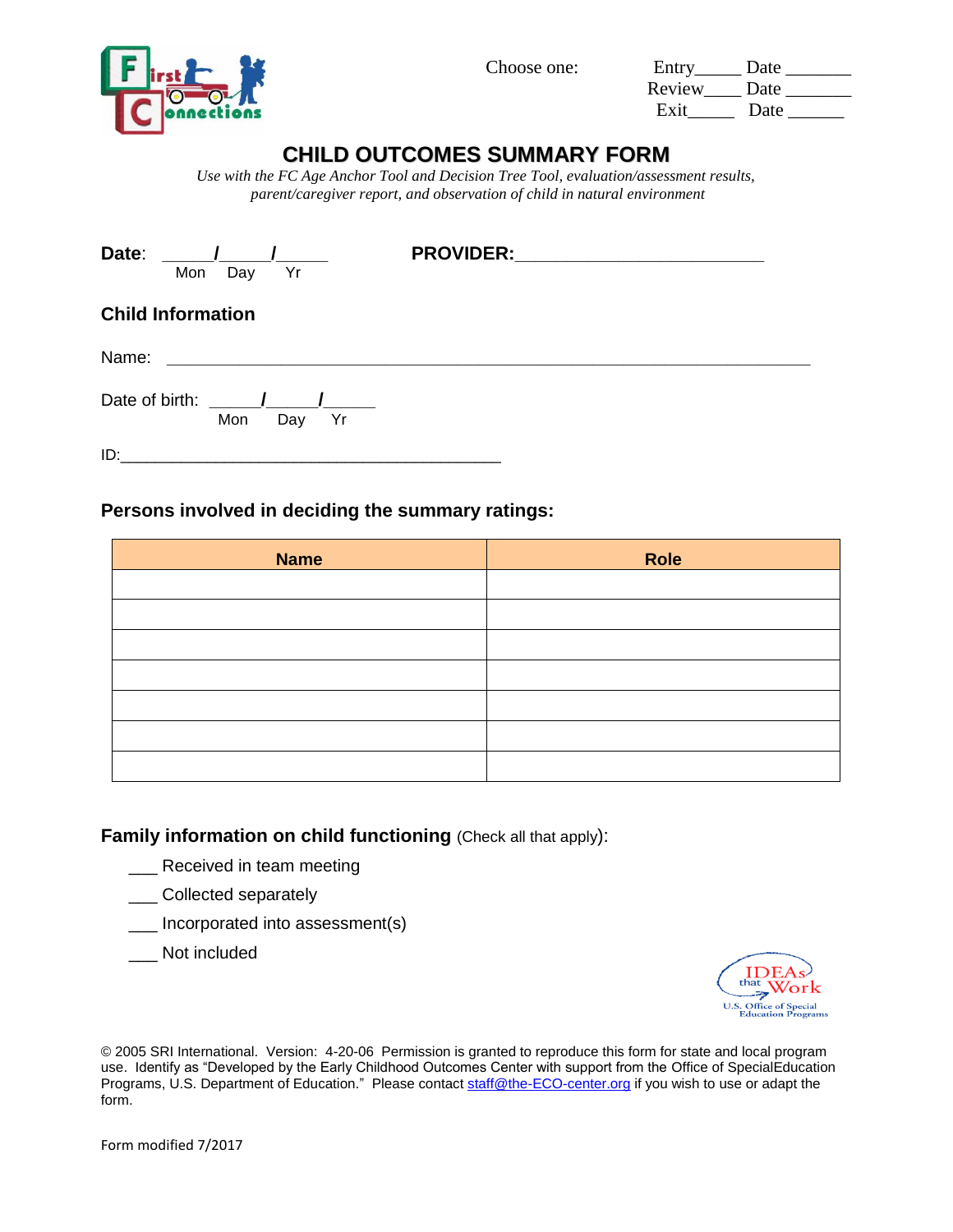Choose one: Entry_____ Date _______
Review____ Date _______
Exit_____ Date ______

# CHILD OUTCOMES SUMMARY FORM

*Use with the FC Age Anchor Tool and Decision Tree Tool, evaluation/assessment results, parent/caregiver report, and observation of child in natural environment*

**Date**: _____/_____/_____
Mon Day Yr

**PROVIDER:**_________________________

## Child Information

Name: ________________________________________________________________________

Date of birth: _____/_____/_____
Mon Day Yr

ID:___________________________________________

### Persons involved in deciding the summary ratings:

| Name | Role |
| --- | --- |
| | |
| | |
| | |
| | |
| | |
| | |
| | |

**Family information on child functioning** (Check all that apply):

___ Received in team meeting

___ Collected separately

___ Incorporated into assessment(s)

___ Not included

© 2005 SRI International. Version: 4-20-06 Permission is granted to reproduce this form for state and local program use. Identify as "Developed by the Early Childhood Outcomes Center with support from the Office of SpecialEducation Programs, U.S. Department of Education." Please contact staff@the-ECO-center.org if you wish to use or adapt the form.

Form modified 7/2017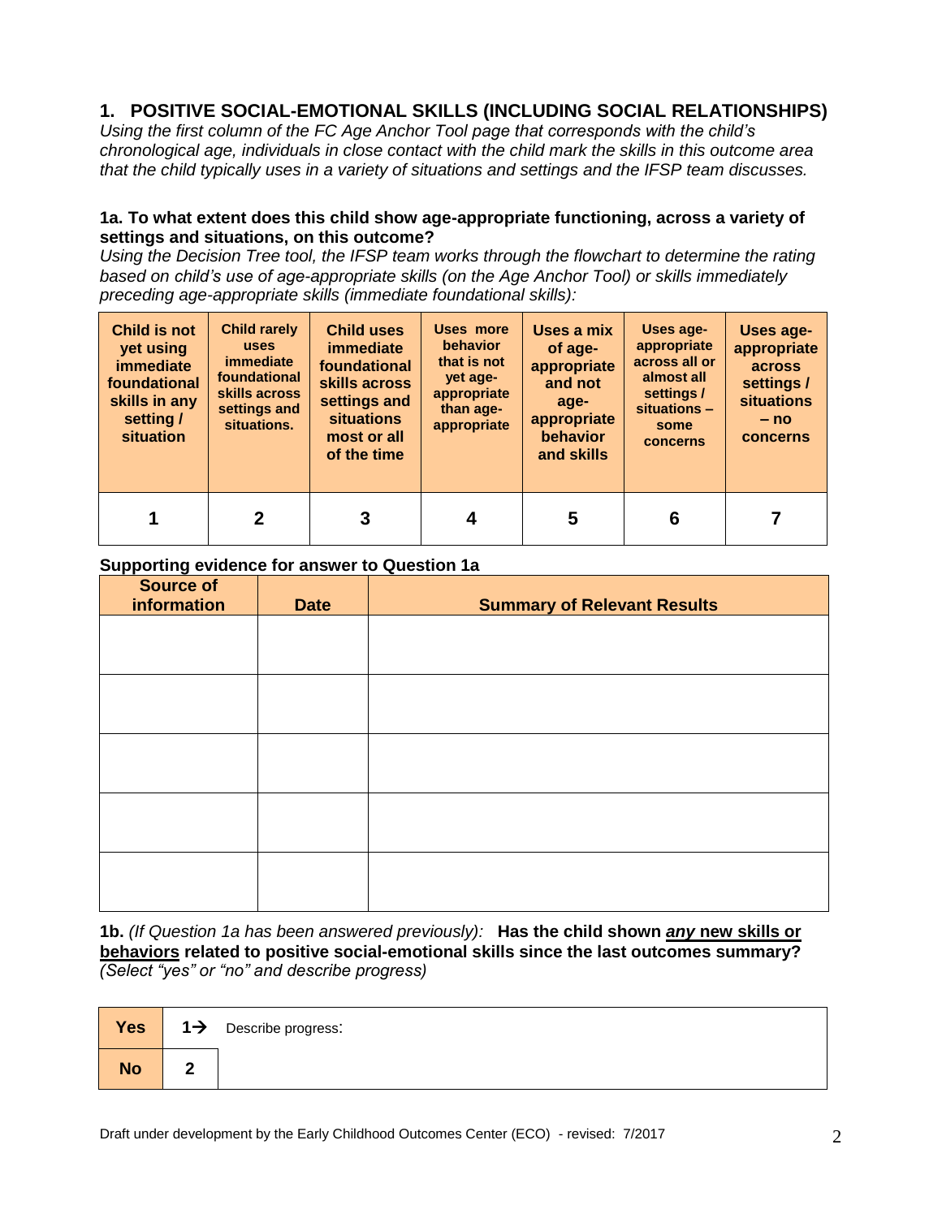## 1. POSITIVE SOCIAL-EMOTIONAL SKILLS (INCLUDING SOCIAL RELATIONSHIPS)

*Using the first column of the FC Age Anchor Tool page that corresponds with the child's chronological age, individuals in close contact with the child mark the skills in this outcome area that the child typically uses in a variety of situations and settings and the IFSP team discusses.*

**1a. To what extent does this child show age-appropriate functioning, across a variety of settings and situations, on this outcome?**

*Using the Decision Tree tool, the IFSP team works through the flowchart to determine the rating based on child's use of age-appropriate skills (on the Age Anchor Tool) or skills immediately preceding age-appropriate skills (immediate foundational skills):*

| Child is not yet using immediate foundational skills in any setting / situation | Child rarely uses immediate foundational skills across settings and situations. | Child uses immediate foundational skills across settings and situations most or all of the time | Uses more behavior that is not yet age-appropriate than age-appropriate | Uses a mix of age-appropriate and not age-appropriate behavior and skills | Uses age-appropriate across all or almost all settings / situations – some concerns | Uses age-appropriate across settings / situations – no concerns |
|---|---|---|---|---|---|---|
| 1 | 2 | 3 | 4 | 5 | 6 | 7 |

**Supporting evidence for answer to Question 1a**

| Source of information | Date | Summary of Relevant Results |
|---|---|---|
| | | |
| | | |
| | | |
| | | |
| | | |

**1b.** *(If Question 1a has been answered previously):* **Has the child shown *any* new skills or behaviors related to positive social-emotional skills since the last outcomes summary?** *(Select "yes" or "no" and describe progress)*

| | | |
|---|---|---|
| **Yes** | 1→ | Describe progress: |
| **No** | 2 | |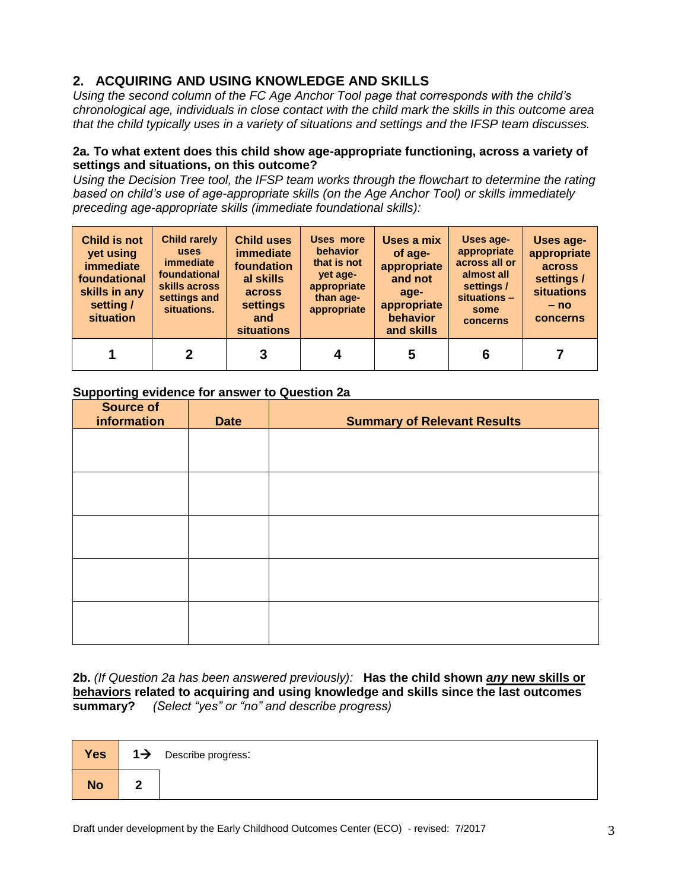## 2. ACQUIRING AND USING KNOWLEDGE AND SKILLS

*Using the second column of the FC Age Anchor Tool page that corresponds with the child's chronological age, individuals in close contact with the child mark the skills in this outcome area that the child typically uses in a variety of situations and settings and the IFSP team discusses.*

**2a. To what extent does this child show age-appropriate functioning, across a variety of settings and situations, on this outcome?**

*Using the Decision Tree tool, the IFSP team works through the flowchart to determine the rating based on child's use of age-appropriate skills (on the Age Anchor Tool) or skills immediately preceding age-appropriate skills (immediate foundational skills):*

| Child is not yet using immediate foundational skills in any setting / situation | Child rarely uses immediate foundational skills across settings and situations. | Child uses immediate foundational skills across settings and situations | Uses more behavior that is not yet age-appropriate than age-appropriate | Uses a mix of age-appropriate and not age-appropriate behavior and skills | Uses age-appropriate across all or almost all settings / situations – some concerns | Uses age-appropriate across settings / situations – no concerns |
|---|---|---|---|---|---|---|
| **1** | **2** | **3** | **4** | **5** | **6** | **7** |

**Supporting evidence for answer to Question 2a**

| Source of information | Date | Summary of Relevant Results |
|---|---|---|
| | | |
| | | |
| | | |
| | | |
| | | |

**2b.** *(If Question 2a has been answered previously):* **Has the child shown *any* new skills or behaviors related to acquiring and using knowledge and skills since the last outcomes summary?** *(Select "yes" or "no" and describe progress)*

| | | |
|---|---|---|
| **Yes** | **1→** | Describe progress: |
| **No** | **2** | |

Draft under development by the Early Childhood Outcomes Center (ECO) - revised: 7/2017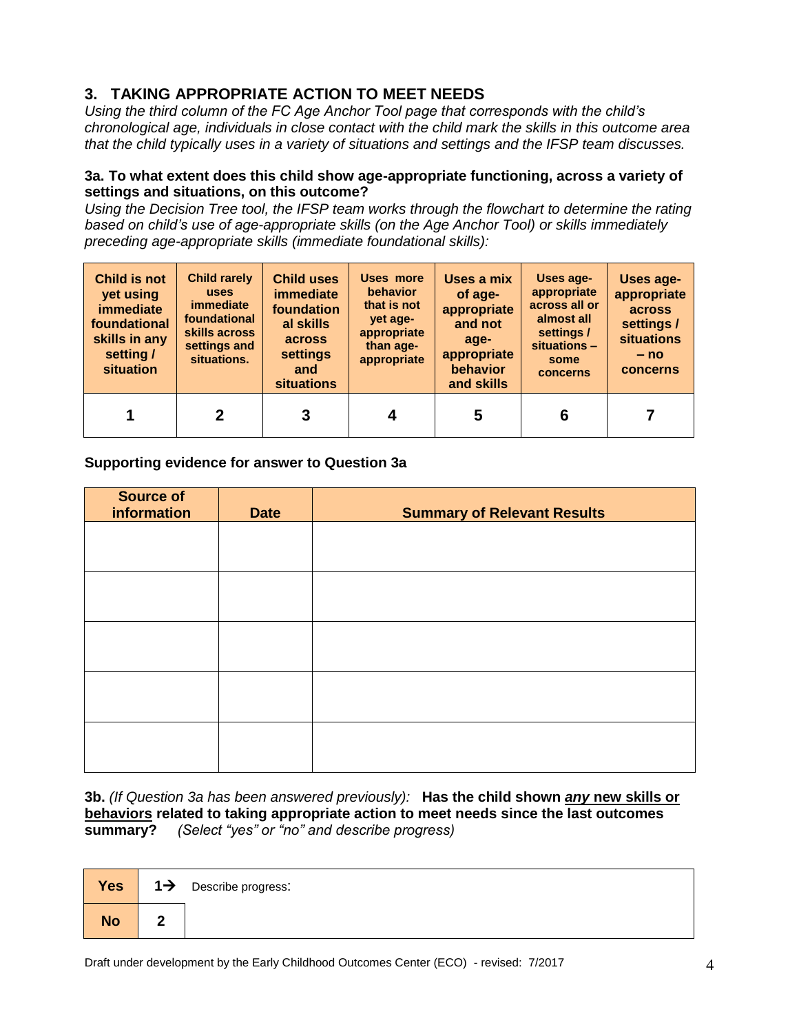## 3. TAKING APPROPRIATE ACTION TO MEET NEEDS

*Using the third column of the FC Age Anchor Tool page that corresponds with the child's chronological age, individuals in close contact with the child mark the skills in this outcome area that the child typically uses in a variety of situations and settings and the IFSP team discusses.*

### 3a. To what extent does this child show age-appropriate functioning, across a variety of settings and situations, on this outcome?

*Using the Decision Tree tool, the IFSP team works through the flowchart to determine the rating based on child's use of age-appropriate skills (on the Age Anchor Tool) or skills immediately preceding age-appropriate skills (immediate foundational skills):*

| Child is not yet using immediate foundational skills in any setting / situation | Child rarely uses immediate foundational skills across settings and situations. | Child uses immediate foundational skills across settings and situations | Uses more behavior that is not yet age-appropriate than age-appropriate | Uses a mix of age-appropriate and not age-appropriate behavior and skills | Uses age-appropriate across all or almost all settings / situations – some concerns | Uses age-appropriate across settings / situations – no concerns |
|---|---|---|---|---|---|---|
| 1 | 2 | 3 | 4 | 5 | 6 | 7 |

**Supporting evidence for answer to Question 3a**

| Source of information | Date | Summary of Relevant Results |
|---|---|---|
| | | |
| | | |
| | | |
| | | |
| | | |

**3b.** *(If Question 3a has been answered previously):* **Has the child shown *any* new skills or behaviors related to taking appropriate action to meet needs since the last outcomes summary?** *(Select "yes" or "no" and describe progress)*

| | | |
|---|---|---|
| Yes | 1→ | Describe progress: |
| No | 2 | |